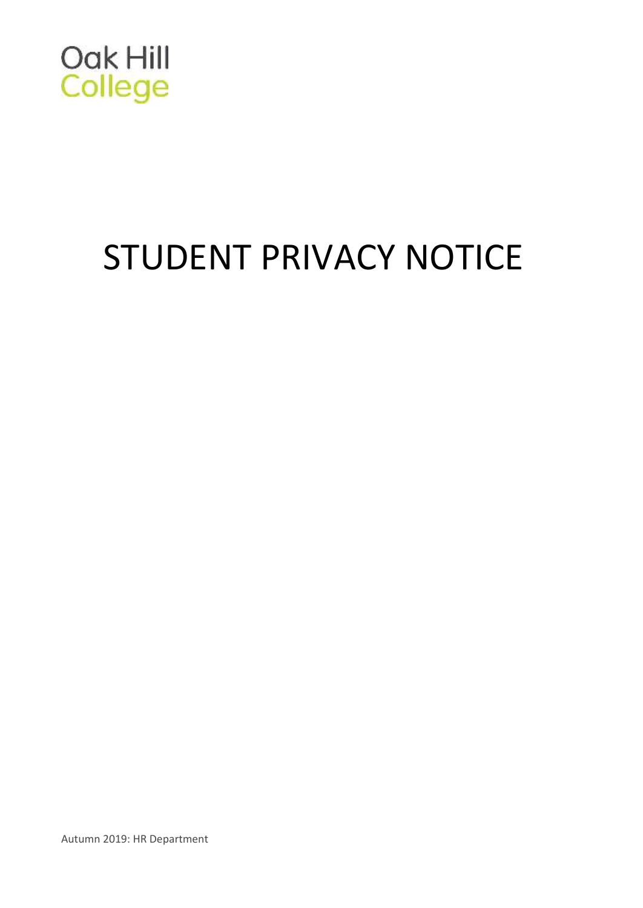Oak Hill
College

# STUDENT PRIVACY NOTICE

Autumn 2019: HR Department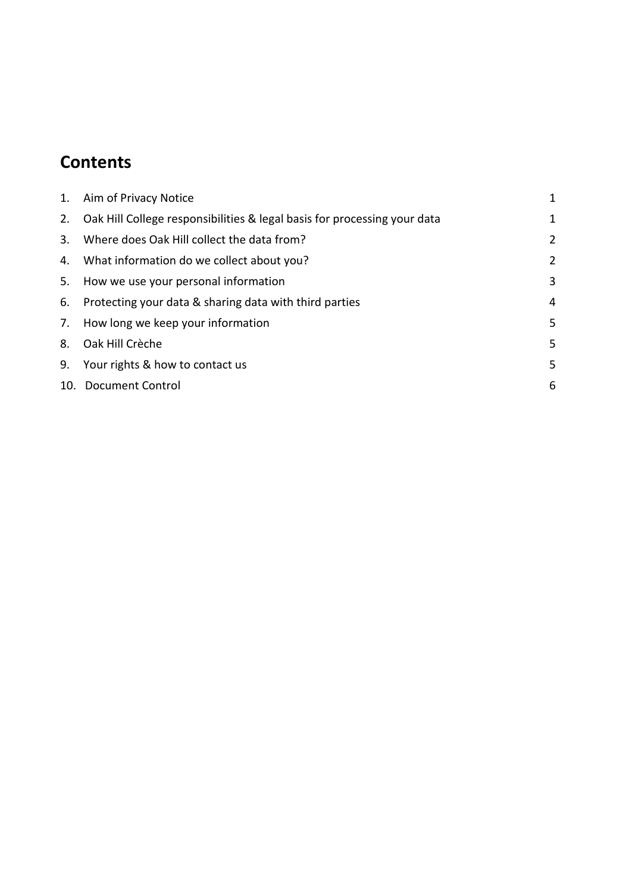## Contents

| | | |
|---|---|---|
| 1. | Aim of Privacy Notice | 1 |
| 2. | Oak Hill College responsibilities & legal basis for processing your data | 1 |
| 3. | Where does Oak Hill collect the data from? | 2 |
| 4. | What information do we collect about you? | 2 |
| 5. | How we use your personal information | 3 |
| 6. | Protecting your data & sharing data with third parties | 4 |
| 7. | How long we keep your information | 5 |
| 8. | Oak Hill Crèche | 5 |
| 9. | Your rights & how to contact us | 5 |
| 10. | Document Control | 6 |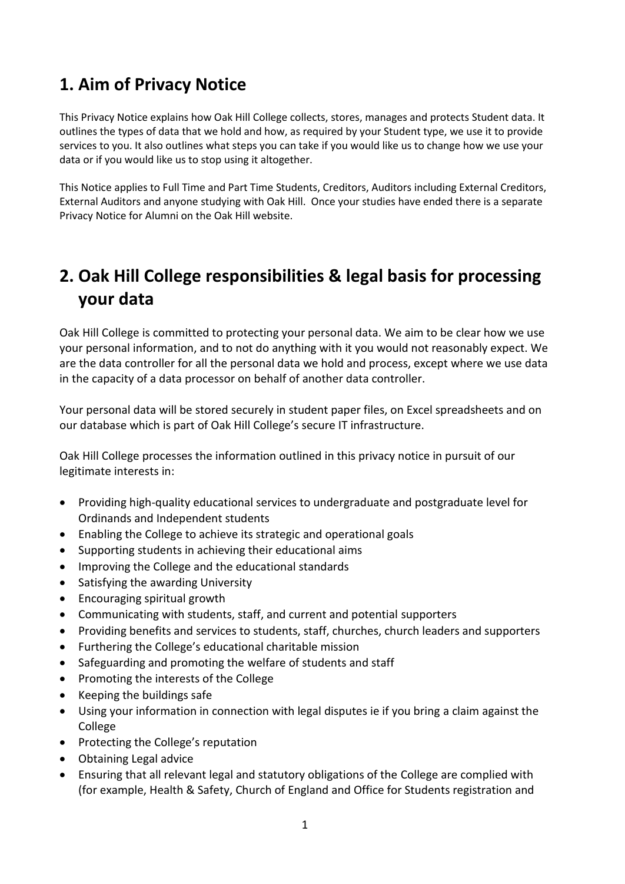## 1. Aim of Privacy Notice

This Privacy Notice explains how Oak Hill College collects, stores, manages and protects Student data. It outlines the types of data that we hold and how, as required by your Student type, we use it to provide services to you. It also outlines what steps you can take if you would like us to change how we use your data or if you would like us to stop using it altogether.

This Notice applies to Full Time and Part Time Students, Creditors, Auditors including External Creditors, External Auditors and anyone studying with Oak Hill. Once your studies have ended there is a separate Privacy Notice for Alumni on the Oak Hill website.

## 2. Oak Hill College responsibilities & legal basis for processing your data

Oak Hill College is committed to protecting your personal data. We aim to be clear how we use your personal information, and to not do anything with it you would not reasonably expect. We are the data controller for all the personal data we hold and process, except where we use data in the capacity of a data processor on behalf of another data controller.

Your personal data will be stored securely in student paper files, on Excel spreadsheets and on our database which is part of Oak Hill College's secure IT infrastructure.

Oak Hill College processes the information outlined in this privacy notice in pursuit of our legitimate interests in:

- Providing high-quality educational services to undergraduate and postgraduate level for Ordinands and Independent students
- Enabling the College to achieve its strategic and operational goals
- Supporting students in achieving their educational aims
- Improving the College and the educational standards
- Satisfying the awarding University
- Encouraging spiritual growth
- Communicating with students, staff, and current and potential supporters
- Providing benefits and services to students, staff, churches, church leaders and supporters
- Furthering the College's educational charitable mission
- Safeguarding and promoting the welfare of students and staff
- Promoting the interests of the College
- Keeping the buildings safe
- Using your information in connection with legal disputes ie if you bring a claim against the College
- Protecting the College's reputation
- Obtaining Legal advice
- Ensuring that all relevant legal and statutory obligations of the College are complied with (for example, Health & Safety, Church of England and Office for Students registration and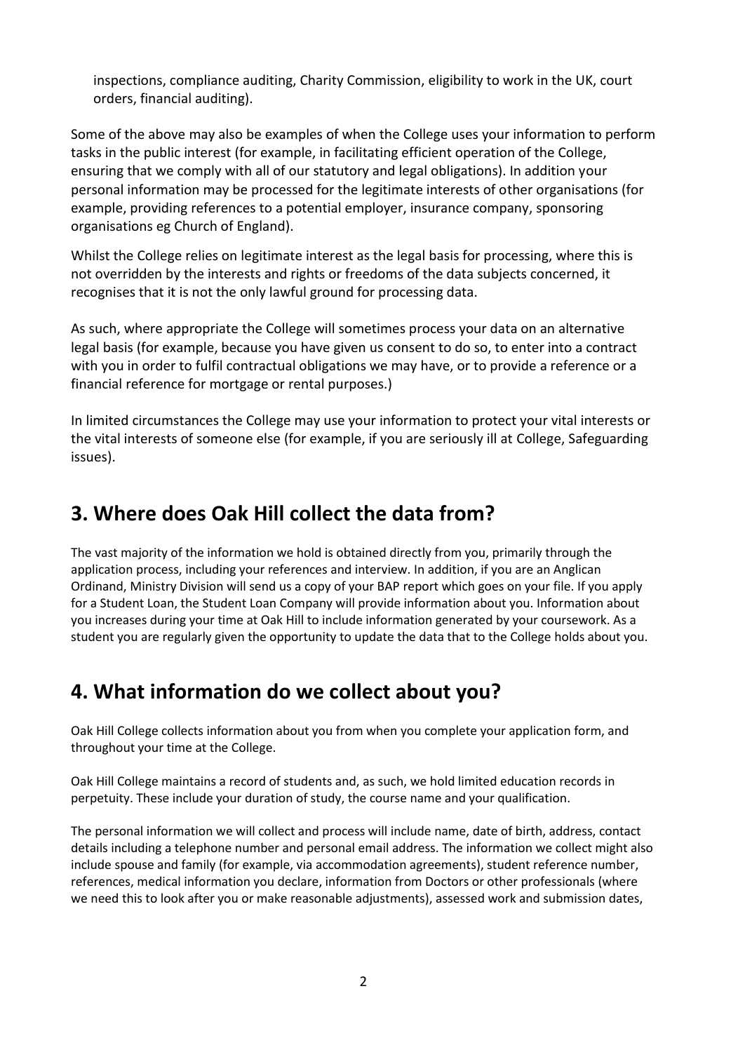inspections, compliance auditing, Charity Commission, eligibility to work in the UK, court orders, financial auditing).

Some of the above may also be examples of when the College uses your information to perform tasks in the public interest (for example, in facilitating efficient operation of the College, ensuring that we comply with all of our statutory and legal obligations). In addition your personal information may be processed for the legitimate interests of other organisations (for example, providing references to a potential employer, insurance company, sponsoring organisations eg Church of England).

Whilst the College relies on legitimate interest as the legal basis for processing, where this is not overridden by the interests and rights or freedoms of the data subjects concerned, it recognises that it is not the only lawful ground for processing data.

As such, where appropriate the College will sometimes process your data on an alternative legal basis (for example, because you have given us consent to do so, to enter into a contract with you in order to fulfil contractual obligations we may have, or to provide a reference or a financial reference for mortgage or rental purposes.)

In limited circumstances the College may use your information to protect your vital interests or the vital interests of someone else (for example, if you are seriously ill at College, Safeguarding issues).

## 3. Where does Oak Hill collect the data from?

The vast majority of the information we hold is obtained directly from you, primarily through the application process, including your references and interview. In addition, if you are an Anglican Ordinand, Ministry Division will send us a copy of your BAP report which goes on your file. If you apply for a Student Loan, the Student Loan Company will provide information about you. Information about you increases during your time at Oak Hill to include information generated by your coursework. As a student you are regularly given the opportunity to update the data that to the College holds about you.

## 4. What information do we collect about you?

Oak Hill College collects information about you from when you complete your application form, and throughout your time at the College.

Oak Hill College maintains a record of students and, as such, we hold limited education records in perpetuity. These include your duration of study, the course name and your qualification.

The personal information we will collect and process will include name, date of birth, address, contact details including a telephone number and personal email address. The information we collect might also include spouse and family (for example, via accommodation agreements), student reference number, references, medical information you declare, information from Doctors or other professionals (where we need this to look after you or make reasonable adjustments), assessed work and submission dates,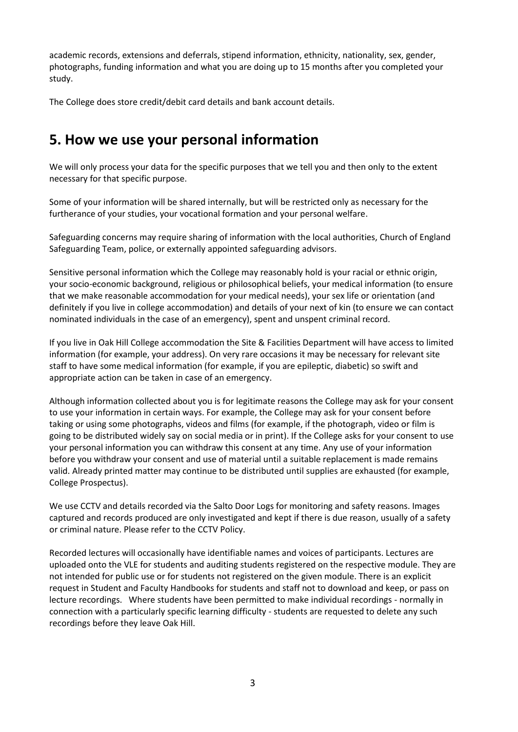academic records, extensions and deferrals, stipend information, ethnicity, nationality, sex, gender, photographs, funding information and what you are doing up to 15 months after you completed your study.

The College does store credit/debit card details and bank account details.

## 5. How we use your personal information

We will only process your data for the specific purposes that we tell you and then only to the extent necessary for that specific purpose.

Some of your information will be shared internally, but will be restricted only as necessary for the furtherance of your studies, your vocational formation and your personal welfare.

Safeguarding concerns may require sharing of information with the local authorities, Church of England Safeguarding Team, police, or externally appointed safeguarding advisors.

Sensitive personal information which the College may reasonably hold is your racial or ethnic origin, your socio-economic background, religious or philosophical beliefs, your medical information (to ensure that we make reasonable accommodation for your medical needs), your sex life or orientation (and definitely if you live in college accommodation) and details of your next of kin (to ensure we can contact nominated individuals in the case of an emergency), spent and unspent criminal record.

If you live in Oak Hill College accommodation the Site & Facilities Department will have access to limited information (for example, your address). On very rare occasions it may be necessary for relevant site staff to have some medical information (for example, if you are epileptic, diabetic) so swift and appropriate action can be taken in case of an emergency.

Although information collected about you is for legitimate reasons the College may ask for your consent to use your information in certain ways. For example, the College may ask for your consent before taking or using some photographs, videos and films (for example, if the photograph, video or film is going to be distributed widely say on social media or in print). If the College asks for your consent to use your personal information you can withdraw this consent at any time. Any use of your information before you withdraw your consent and use of material until a suitable replacement is made remains valid. Already printed matter may continue to be distributed until supplies are exhausted (for example, College Prospectus).

We use CCTV and details recorded via the Salto Door Logs for monitoring and safety reasons. Images captured and records produced are only investigated and kept if there is due reason, usually of a safety or criminal nature. Please refer to the CCTV Policy.

Recorded lectures will occasionally have identifiable names and voices of participants. Lectures are uploaded onto the VLE for students and auditing students registered on the respective module. They are not intended for public use or for students not registered on the given module. There is an explicit request in Student and Faculty Handbooks for students and staff not to download and keep, or pass on lecture recordings. Where students have been permitted to make individual recordings - normally in connection with a particularly specific learning difficulty - students are requested to delete any such recordings before they leave Oak Hill.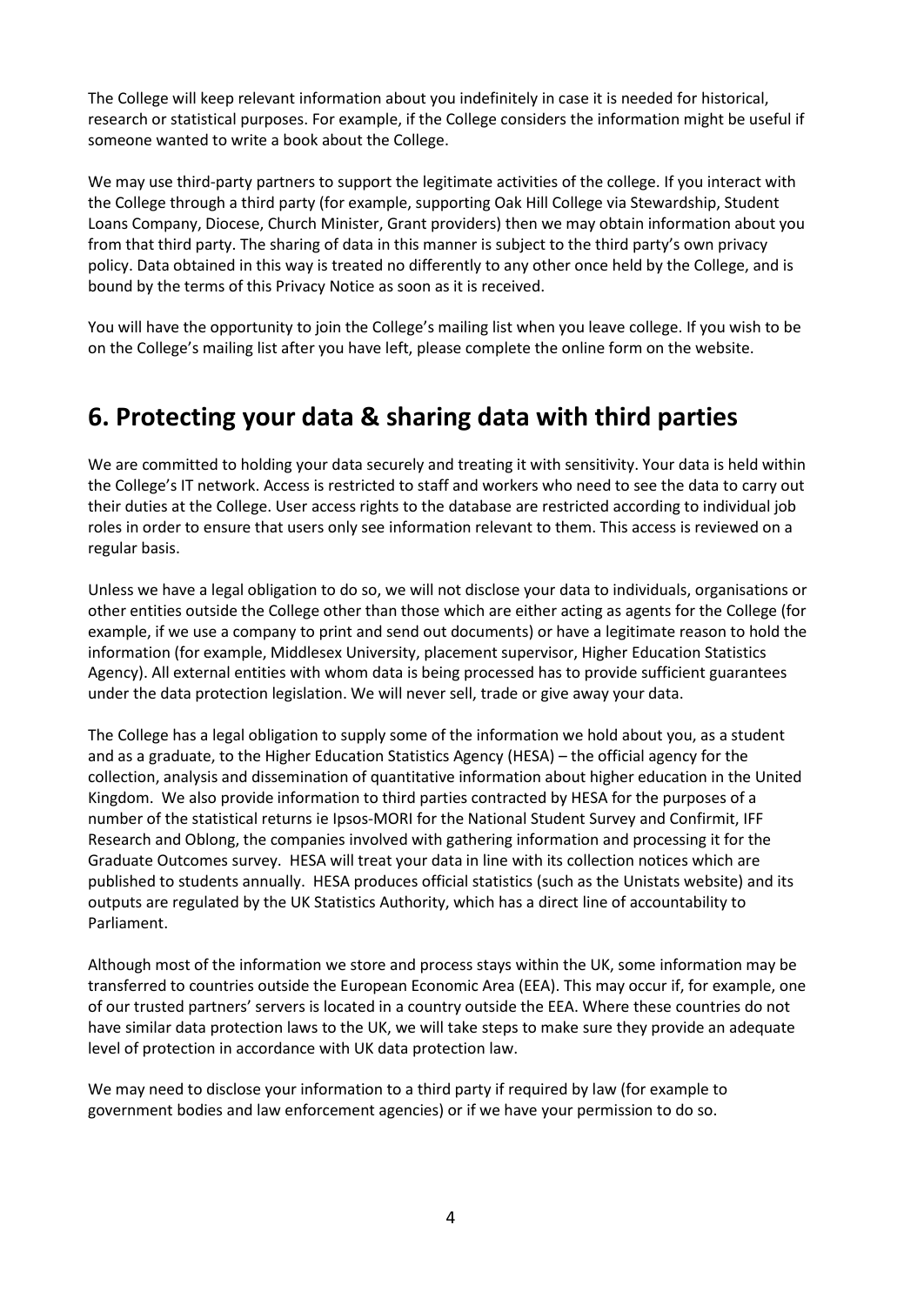The College will keep relevant information about you indefinitely in case it is needed for historical, research or statistical purposes. For example, if the College considers the information might be useful if someone wanted to write a book about the College.

We may use third-party partners to support the legitimate activities of the college. If you interact with the College through a third party (for example, supporting Oak Hill College via Stewardship, Student Loans Company, Diocese, Church Minister, Grant providers) then we may obtain information about you from that third party. The sharing of data in this manner is subject to the third party's own privacy policy. Data obtained in this way is treated no differently to any other once held by the College, and is bound by the terms of this Privacy Notice as soon as it is received.

You will have the opportunity to join the College's mailing list when you leave college. If you wish to be on the College's mailing list after you have left, please complete the online form on the website.

# 6. Protecting your data & sharing data with third parties

We are committed to holding your data securely and treating it with sensitivity. Your data is held within the College's IT network. Access is restricted to staff and workers who need to see the data to carry out their duties at the College. User access rights to the database are restricted according to individual job roles in order to ensure that users only see information relevant to them. This access is reviewed on a regular basis.

Unless we have a legal obligation to do so, we will not disclose your data to individuals, organisations or other entities outside the College other than those which are either acting as agents for the College (for example, if we use a company to print and send out documents) or have a legitimate reason to hold the information (for example, Middlesex University, placement supervisor, Higher Education Statistics Agency). All external entities with whom data is being processed has to provide sufficient guarantees under the data protection legislation. We will never sell, trade or give away your data.

The College has a legal obligation to supply some of the information we hold about you, as a student and as a graduate, to the Higher Education Statistics Agency (HESA) – the official agency for the collection, analysis and dissemination of quantitative information about higher education in the United Kingdom. We also provide information to third parties contracted by HESA for the purposes of a number of the statistical returns ie Ipsos-MORI for the National Student Survey and Confirmit, IFF Research and Oblong, the companies involved with gathering information and processing it for the Graduate Outcomes survey. HESA will treat your data in line with its collection notices which are published to students annually. HESA produces official statistics (such as the Unistats website) and its outputs are regulated by the UK Statistics Authority, which has a direct line of accountability to Parliament.

Although most of the information we store and process stays within the UK, some information may be transferred to countries outside the European Economic Area (EEA). This may occur if, for example, one of our trusted partners' servers is located in a country outside the EEA. Where these countries do not have similar data protection laws to the UK, we will take steps to make sure they provide an adequate level of protection in accordance with UK data protection law.

We may need to disclose your information to a third party if required by law (for example to government bodies and law enforcement agencies) or if we have your permission to do so.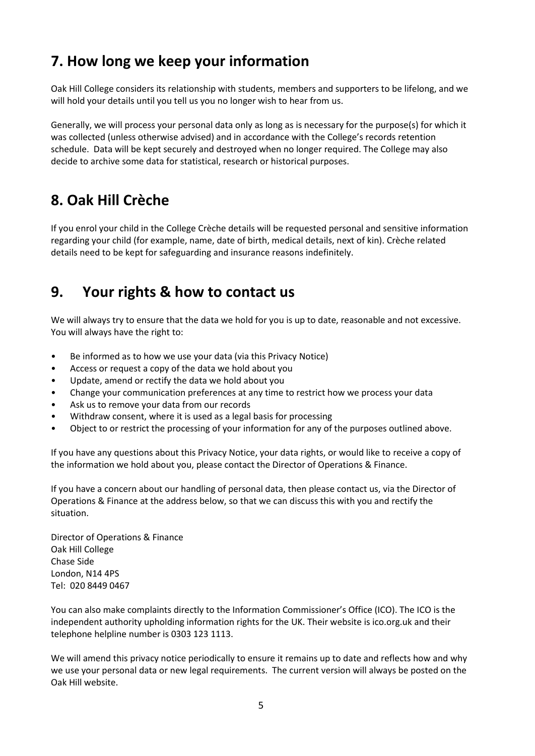## 7. How long we keep your information

Oak Hill College considers its relationship with students, members and supporters to be lifelong, and we will hold your details until you tell us you no longer wish to hear from us.

Generally, we will process your personal data only as long as is necessary for the purpose(s) for which it was collected (unless otherwise advised) and in accordance with the College's records retention schedule. Data will be kept securely and destroyed when no longer required. The College may also decide to archive some data for statistical, research or historical purposes.

## 8. Oak Hill Crèche

If you enrol your child in the College Crèche details will be requested personal and sensitive information regarding your child (for example, name, date of birth, medical details, next of kin). Crèche related details need to be kept for safeguarding and insurance reasons indefinitely.

## 9. Your rights & how to contact us

We will always try to ensure that the data we hold for you is up to date, reasonable and not excessive. You will always have the right to:

- Be informed as to how we use your data (via this Privacy Notice)
- Access or request a copy of the data we hold about you
- Update, amend or rectify the data we hold about you
- Change your communication preferences at any time to restrict how we process your data
- Ask us to remove your data from our records
- Withdraw consent, where it is used as a legal basis for processing
- Object to or restrict the processing of your information for any of the purposes outlined above.

If you have any questions about this Privacy Notice, your data rights, or would like to receive a copy of the information we hold about you, please contact the Director of Operations & Finance.

If you have a concern about our handling of personal data, then please contact us, via the Director of Operations & Finance at the address below, so that we can discuss this with you and rectify the situation.

Director of Operations & Finance
Oak Hill College
Chase Side
London, N14 4PS
Tel: 020 8449 0467

You can also make complaints directly to the Information Commissioner's Office (ICO). The ICO is the independent authority upholding information rights for the UK. Their website is ico.org.uk and their telephone helpline number is 0303 123 1113.

We will amend this privacy notice periodically to ensure it remains up to date and reflects how and why we use your personal data or new legal requirements. The current version will always be posted on the Oak Hill website.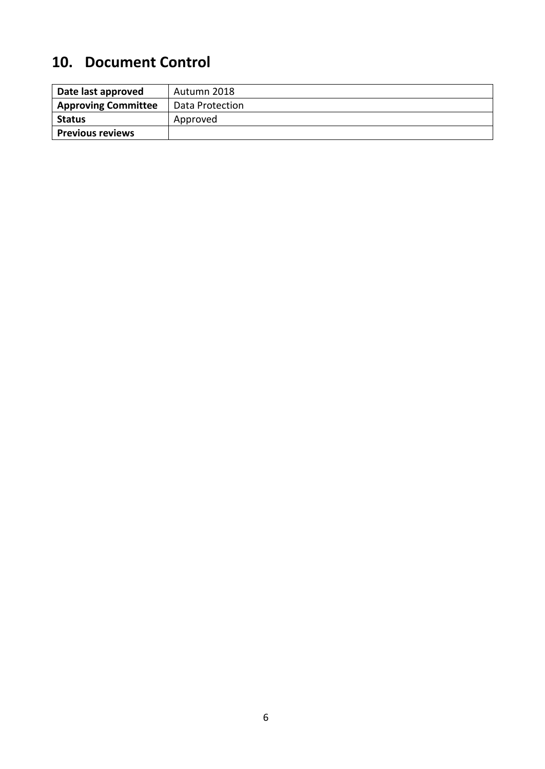## 10. Document Control

| | |
|---|---|
| **Date last approved** | Autumn 2018 |
| **Approving Committee** | Data Protection |
| **Status** | Approved |
| **Previous reviews** | |